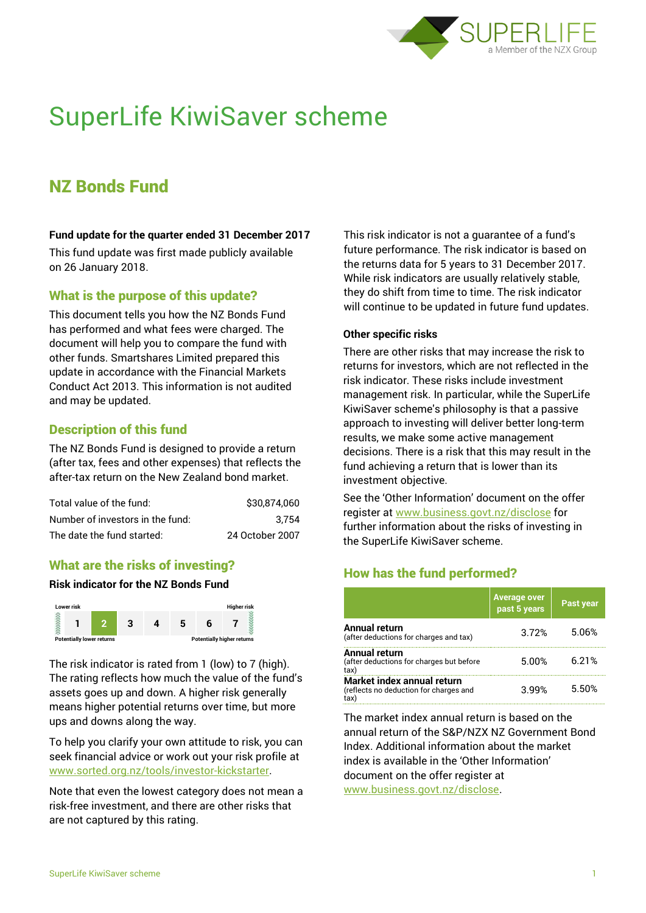# SuperLife KiwiSaver scheme

## NZ Bonds Fund

**Fund update for the quarter ended 31 December 2017**

This fund update was first made publicly available on 26 January 2018.

### What is the purpose of this update?

This document tells you how the NZ Bonds Fund has performed and what fees were charged. The document will help you to compare the fund with other funds. Smartshares Limited prepared this update in accordance with the Financial Markets Conduct Act 2013. This information is not audited and may be updated.

### Description of this fund

The NZ Bonds Fund is designed to provide a return (after tax, fees and other expenses) that reflects the after-tax return on the New Zealand bond market.

| | |
|---|---|
| Total value of the fund: | $30,874,060 |
| Number of investors in the fund: | 3,754 |
| The date the fund started: | 24 October 2007 |

### What are the risks of investing?

**Risk indicator for the NZ Bonds Fund**

| Lower risk | | | | | | Higher risk |
|---|---|---|---|---|---|---|
| 1 | **2** | 3 | 4 | 5 | 6 | 7 |
| Potentially lower returns | | | | | | Potentially higher returns |

The risk indicator is rated from 1 (low) to 7 (high). The rating reflects how much the value of the fund's assets goes up and down. A higher risk generally means higher potential returns over time, but more ups and downs along the way.

To help you clarify your own attitude to risk, you can seek financial advice or work out your risk profile at www.sorted.org.nz/tools/investor-kickstarter.

Note that even the lowest category does not mean a risk-free investment, and there are other risks that are not captured by this rating.

This risk indicator is not a guarantee of a fund's future performance. The risk indicator is based on the returns data for 5 years to 31 December 2017. While risk indicators are usually relatively stable, they do shift from time to time. The risk indicator will continue to be updated in future fund updates.

**Other specific risks**

There are other risks that may increase the risk to returns for investors, which are not reflected in the risk indicator. These risks include investment management risk. In particular, while the SuperLife KiwiSaver scheme's philosophy is that a passive approach to investing will deliver better long-term results, we make some active management decisions. There is a risk that this may result in the fund achieving a return that is lower than its investment objective.

See the 'Other Information' document on the offer register at www.business.govt.nz/disclose for further information about the risks of investing in the SuperLife KiwiSaver scheme.

### How has the fund performed?

| | Average over past 5 years | Past year |
|---|---|---|
| **Annual return** (after deductions for charges and tax) | 3.72% | 5.06% |
| **Annual return** (after deductions for charges but before tax) | 5.00% | 6.21% |
| **Market index annual return** (reflects no deduction for charges and tax) | 3.99% | 5.50% |

The market index annual return is based on the annual return of the S&P/NZX NZ Government Bond Index. Additional information about the market index is available in the 'Other Information' document on the offer register at www.business.govt.nz/disclose.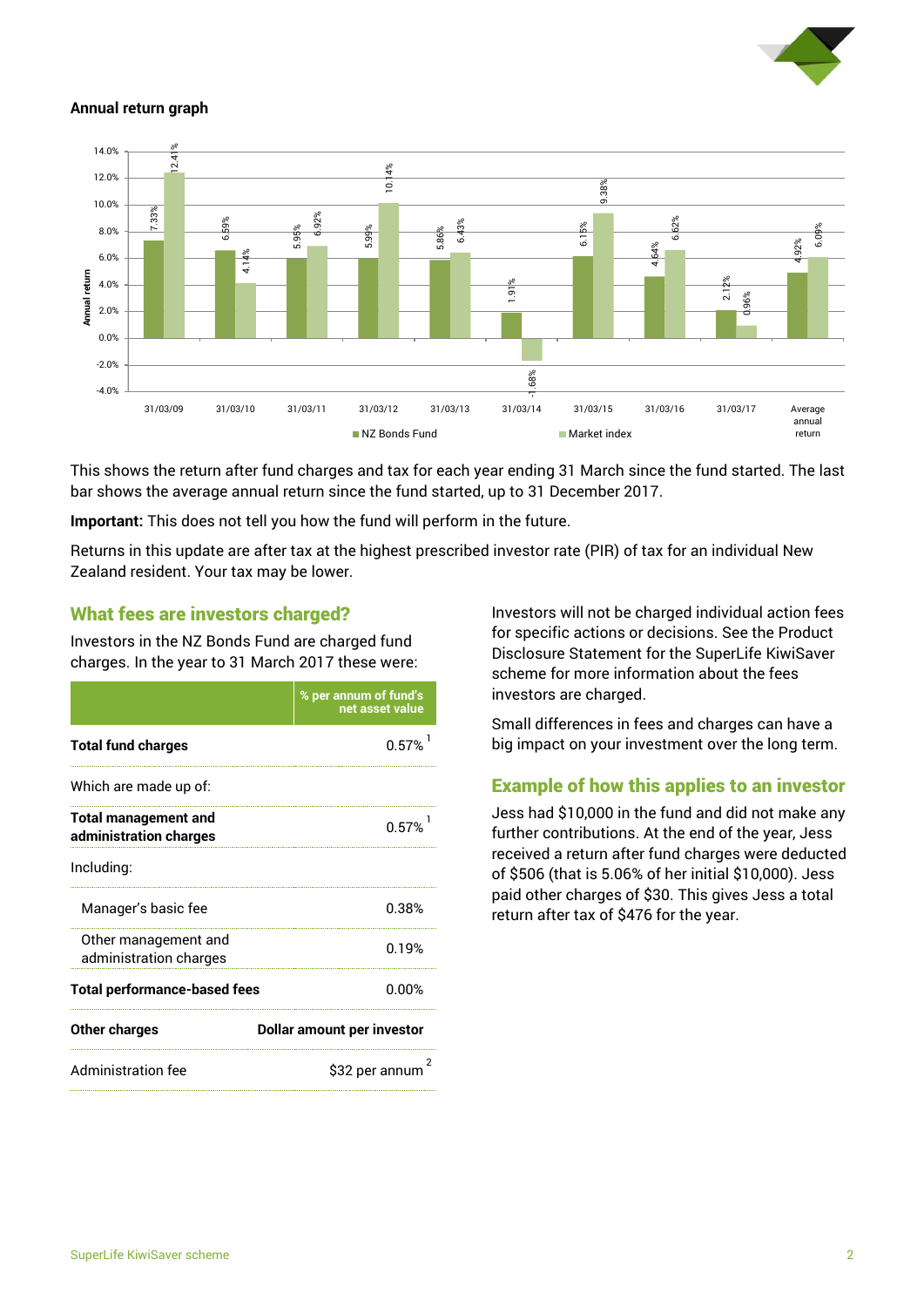**Annual return graph**

| Year | NZ Bonds Fund | Market index |
|---|---|---|
| 31/03/09 | 7.33% | 12.41% |
| 31/03/10 | 6.59% | 4.14% |
| 31/03/11 | 5.95% | 6.92% |
| 31/03/12 | 5.99% | 10.14% |
| 31/03/13 | 5.86% | 6.43% |
| 31/03/14 | 1.91% | -1.68% |
| 31/03/15 | 6.15% | 9.38% |
| 31/03/16 | 4.64% | 6.62% |
| 31/03/17 | 2.12% | 0.96% |
| Average annual return | 4.92% | 6.09% |

This shows the return after fund charges and tax for each year ending 31 March since the fund started. The last bar shows the average annual return since the fund started, up to 31 December 2017.

**Important:** This does not tell you how the fund will perform in the future.

Returns in this update are after tax at the highest prescribed investor rate (PIR) of tax for an individual New Zealand resident. Your tax may be lower.

## What fees are investors charged?

Investors in the NZ Bonds Fund are charged fund charges. In the year to 31 March 2017 these were:

| | % per annum of fund's net asset value |
|---|---|
| **Total fund charges** | 0.57% [1] |
| Which are made up of: | |
| **Total management and administration charges** | 0.57% [1] |
| Including: | |
| Manager's basic fee | 0.38% |
| Other management and administration charges | 0.19% |
| **Total performance-based fees** | 0.00% |
| **Other charges** | **Dollar amount per investor** |
| Administration fee | $32 per annum [2] |

Investors will not be charged individual action fees for specific actions or decisions. See the Product Disclosure Statement for the SuperLife KiwiSaver scheme for more information about the fees investors are charged.

Small differences in fees and charges can have a big impact on your investment over the long term.

## Example of how this applies to an investor

Jess had $10,000 in the fund and did not make any further contributions. At the end of the year, Jess received a return after fund charges were deducted of $506 (that is 5.06% of her initial $10,000). Jess paid other charges of $30. This gives Jess a total return after tax of $476 for the year.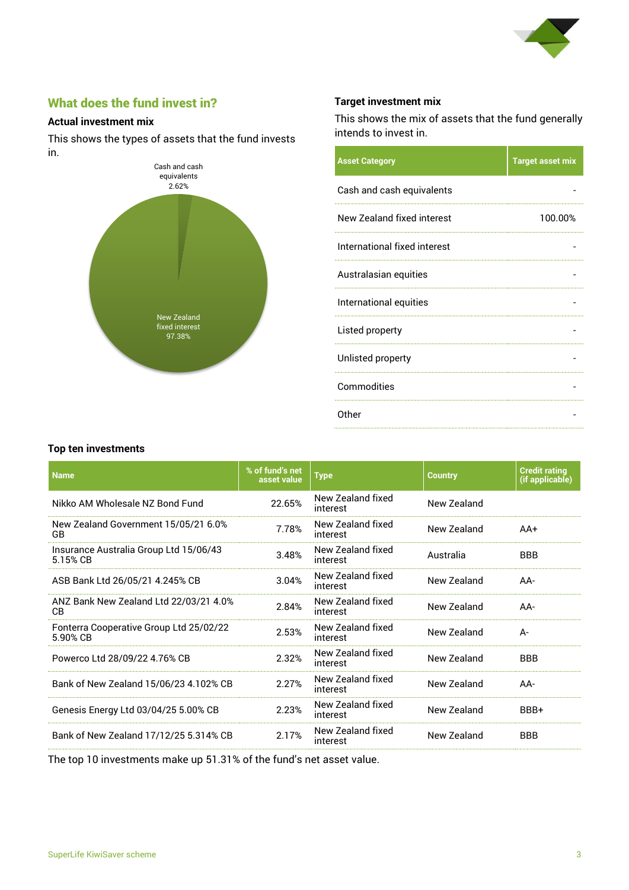## What does the fund invest in?

### Actual investment mix

This shows the types of assets that the fund invests in.

Cash and cash equivalents 2.62%

New Zealand fixed interest 97.38%

### Target investment mix

This shows the mix of assets that the fund generally intends to invest in.

| Asset Category | Target asset mix |
|---|---|
| Cash and cash equivalents | - |
| New Zealand fixed interest | 100.00% |
| International fixed interest | - |
| Australasian equities | - |
| International equities | - |
| Listed property | - |
| Unlisted property | - |
| Commodities | - |
| Other | - |

### Top ten investments

| Name | % of fund's net asset value | Type | Country | Credit rating (if applicable) |
|---|---|---|---|---|
| Nikko AM Wholesale NZ Bond Fund | 22.65% | New Zealand fixed interest | New Zealand | |
| New Zealand Government 15/05/21 6.0% GB | 7.78% | New Zealand fixed interest | New Zealand | AA+ |
| Insurance Australia Group Ltd 15/06/43 5.15% CB | 3.48% | New Zealand fixed interest | Australia | BBB |
| ASB Bank Ltd 26/05/21 4.245% CB | 3.04% | New Zealand fixed interest | New Zealand | AA- |
| ANZ Bank New Zealand Ltd 22/03/21 4.0% CB | 2.84% | New Zealand fixed interest | New Zealand | AA- |
| Fonterra Cooperative Group Ltd 25/02/22 5.90% CB | 2.53% | New Zealand fixed interest | New Zealand | A- |
| Powerco Ltd 28/09/22 4.76% CB | 2.32% | New Zealand fixed interest | New Zealand | BBB |
| Bank of New Zealand 15/06/23 4.102% CB | 2.27% | New Zealand fixed interest | New Zealand | AA- |
| Genesis Energy Ltd 03/04/25 5.00% CB | 2.23% | New Zealand fixed interest | New Zealand | BBB+ |
| Bank of New Zealand 17/12/25 5.314% CB | 2.17% | New Zealand fixed interest | New Zealand | BBB |

The top 10 investments make up 51.31% of the fund's net asset value.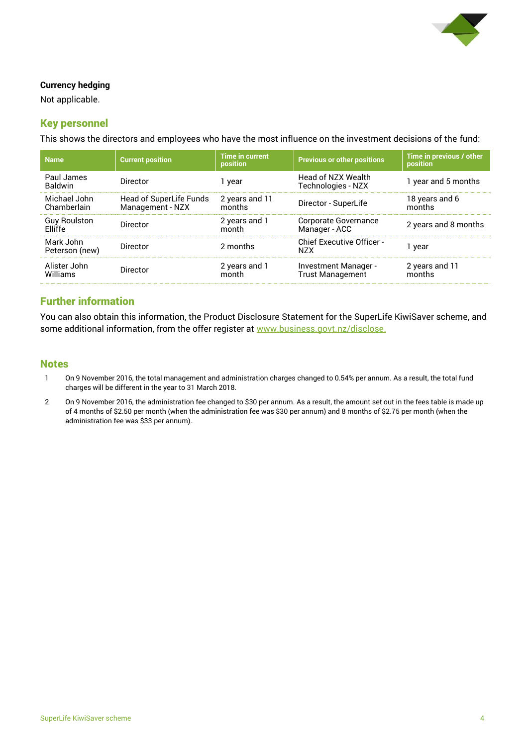**Currency hedging**

Not applicable.

## Key personnel

This shows the directors and employees who have the most influence on the investment decisions of the fund:

| Name | Current position | Time in current position | Previous or other positions | Time in previous / other position |
|---|---|---|---|---|
| Paul James Baldwin | Director | 1 year | Head of NZX Wealth Technologies - NZX | 1 year and 5 months |
| Michael John Chamberlain | Head of SuperLife Funds Management - NZX | 2 years and 11 months | Director - SuperLife | 18 years and 6 months |
| Guy Roulston Elliffe | Director | 2 years and 1 month | Corporate Governance Manager - ACC | 2 years and 8 months |
| Mark John Peterson (new) | Director | 2 months | Chief Executive Officer - NZX | 1 year |
| Alister John Williams | Director | 2 years and 1 month | Investment Manager - Trust Management | 2 years and 11 months |

## Further information

You can also obtain this information, the Product Disclosure Statement for the SuperLife KiwiSaver scheme, and some additional information, from the offer register at www.business.govt.nz/disclose.

## Notes

1. On 9 November 2016, the total management and administration charges changed to 0.54% per annum. As a result, the total fund charges will be different in the year to 31 March 2018.
2. On 9 November 2016, the administration fee changed to $30 per annum. As a result, the amount set out in the fees table is made up of 4 months of $2.50 per month (when the administration fee was $30 per annum) and 8 months of $2.75 per month (when the administration fee was $33 per annum).